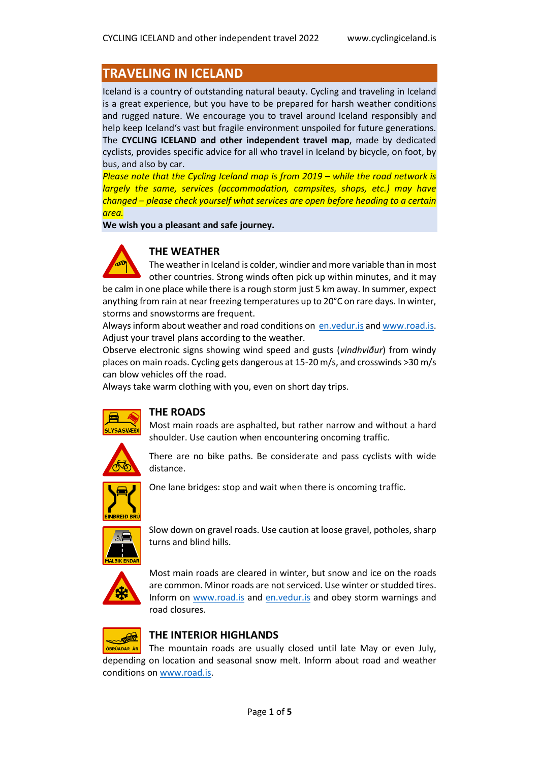## TRAVELING IN ICELAND

Iceland is a country of outstanding natural beauty. Cycling and traveling in Iceland is a great experience, but you have to be prepared for harsh weather conditions and rugged nature. We encourage you to travel around Iceland responsibly and help keep Iceland's vast but fragile environment unspoiled for future generations. The **CYCLING ICELAND and other independent travel map**, made by dedicated cyclists, provides specific advice for all who travel in Iceland by bicycle, on foot, by bus, and also by car.

*Please note that the Cycling Iceland map is from 2019 – while the road network is largely the same, services (accommodation, campsites, shops, etc.) may have changed – please check yourself what services are open before heading to a certain area.*

**We wish you a pleasant and safe journey.**

### THE WEATHER

The weather in Iceland is colder, windier and more variable than in most other countries. Strong winds often pick up within minutes, and it may be calm in one place while there is a rough storm just 5 km away. In summer, expect anything from rain at near freezing temperatures up to 20°C on rare days. In winter, storms and snowstorms are frequent.

Always inform about weather and road conditions on en.vedur.is and www.road.is. Adjust your travel plans according to the weather.

Observe electronic signs showing wind speed and gusts (*vindhviður*) from windy places on main roads. Cycling gets dangerous at 15-20 m/s, and crosswinds >30 m/s can blow vehicles off the road.

Always take warm clothing with you, even on short day trips.

### THE ROADS

SLYSASVÆÐI

Most main roads are asphalted, but rather narrow and without a hard shoulder. Use caution when encountering oncoming traffic.

There are no bike paths. Be considerate and pass cyclists with wide distance.

EINBREIÐ BRÚ

One lane bridges: stop and wait when there is oncoming traffic.

MALBIK ENDAR

Slow down on gravel roads. Use caution at loose gravel, potholes, sharp turns and blind hills.

Most main roads are cleared in winter, but snow and ice on the roads are common. Minor roads are not serviced. Use winter or studded tires. Inform on www.road.is and en.vedur.is and obey storm warnings and road closures.

### THE INTERIOR HIGHLANDS

ÓBRÚAÐAR ÁR

The mountain roads are usually closed until late May or even July, depending on location and seasonal snow melt. Inform about road and weather conditions on www.road.is.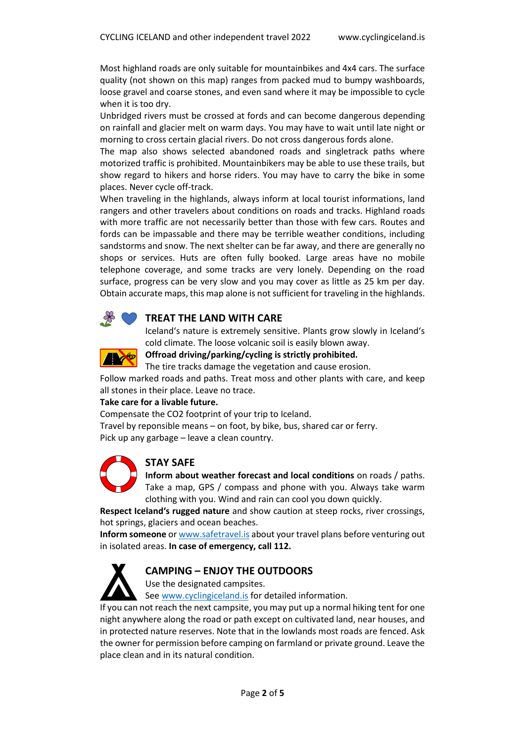Most highland roads are only suitable for mountainbikes and 4x4 cars. The surface quality (not shown on this map) ranges from packed mud to bumpy washboards, loose gravel and coarse stones, and even sand where it may be impossible to cycle when it is too dry.

Unbridged rivers must be crossed at fords and can become dangerous depending on rainfall and glacier melt on warm days. You may have to wait until late night or morning to cross certain glacial rivers. Do not cross dangerous fords alone.

The map also shows selected abandoned roads and singletrack paths where motorized traffic is prohibited. Mountainbikers may be able to use these trails, but show regard to hikers and horse riders. You may have to carry the bike in some places. Never cycle off-track.

When traveling in the highlands, always inform at local tourist informations, land rangers and other travelers about conditions on roads and tracks. Highland roads with more traffic are not necessarily better than those with few cars. Routes and fords can be impassable and there may be terrible weather conditions, including sandstorms and snow. The next shelter can be far away, and there are generally no shops or services. Huts are often fully booked. Large areas have no mobile telephone coverage, and some tracks are very lonely. Depending on the road surface, progress can be very slow and you may cover as little as 25 km per day. Obtain accurate maps, this map alone is not sufficient for traveling in the highlands.

## TREAT THE LAND WITH CARE

Iceland's nature is extremely sensitive. Plants grow slowly in Iceland's cold climate. The loose volcanic soil is easily blown away.

**Offroad driving/parking/cycling is strictly prohibited.**

The tire tracks damage the vegetation and cause erosion.

Follow marked roads and paths. Treat moss and other plants with care, and keep all stones in their place. Leave no trace.

**Take care for a livable future.**

Compensate the $CO_2$ footprint of your trip to Iceland.

Travel by reponsible means – on foot, by bike, bus, shared car or ferry.

Pick up any garbage – leave a clean country.

## STAY SAFE

**Inform about weather forecast and local conditions** on roads / paths. Take a map, GPS / compass and phone with you. Always take warm clothing with you. Wind and rain can cool you down quickly.

**Respect Iceland's rugged nature** and show caution at steep rocks, river crossings, hot springs, glaciers and ocean beaches.

**Inform someone** or www.safetravel.is about your travel plans before venturing out in isolated areas. **In case of emergency, call 112.**

## CAMPING – ENJOY THE OUTDOORS

Use the designated campsites.

See www.cyclingiceland.is for detailed information.

If you can not reach the next campsite, you may put up a normal hiking tent for one night anywhere along the road or path except on cultivated land, near houses, and in protected nature reserves. Note that in the lowlands most roads are fenced. Ask the owner for permission before camping on farmland or private ground. Leave the place clean and in its natural condition.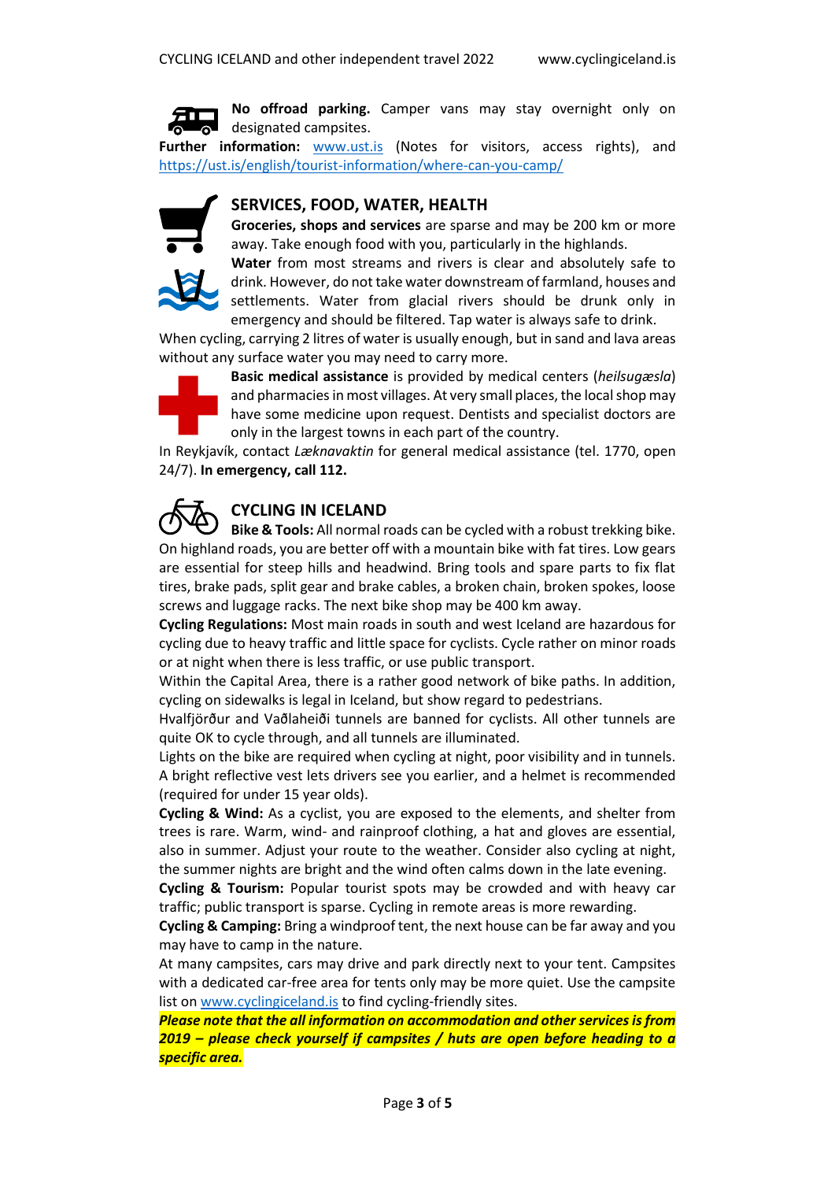**No offroad parking.** Camper vans may stay overnight only on designated campsites.

**Further information:** www.ust.is (Notes for visitors, access rights), and https://ust.is/english/tourist-information/where-can-you-camp/

## SERVICES, FOOD, WATER, HEALTH

**Groceries, shops and services** are sparse and may be 200 km or more away. Take enough food with you, particularly in the highlands.

**Water** from most streams and rivers is clear and absolutely safe to drink. However, do not take water downstream of farmland, houses and settlements. Water from glacial rivers should be drunk only in emergency and should be filtered. Tap water is always safe to drink.

When cycling, carrying 2 litres of water is usually enough, but in sand and lava areas without any surface water you may need to carry more.

**Basic medical assistance** is provided by medical centers (*heilsugæsla*) and pharmacies in most villages. At very small places, the local shop may have some medicine upon request. Dentists and specialist doctors are only in the largest towns in each part of the country.

In Reykjavík, contact *Læknavaktin* for general medical assistance (tel. 1770, open 24/7). **In emergency, call 112.**

## CYCLING IN ICELAND

**Bike & Tools:** All normal roads can be cycled with a robust trekking bike. On highland roads, you are better off with a mountain bike with fat tires. Low gears are essential for steep hills and headwind. Bring tools and spare parts to fix flat tires, brake pads, split gear and brake cables, a broken chain, broken spokes, loose screws and luggage racks. The next bike shop may be 400 km away.

**Cycling Regulations:** Most main roads in south and west Iceland are hazardous for cycling due to heavy traffic and little space for cyclists. Cycle rather on minor roads or at night when there is less traffic, or use public transport.

Within the Capital Area, there is a rather good network of bike paths. In addition, cycling on sidewalks is legal in Iceland, but show regard to pedestrians.

Hvalfjörður and Vaðlaheiði tunnels are banned for cyclists. All other tunnels are quite OK to cycle through, and all tunnels are illuminated.

Lights on the bike are required when cycling at night, poor visibility and in tunnels. A bright reflective vest lets drivers see you earlier, and a helmet is recommended (required for under 15 year olds).

**Cycling & Wind:** As a cyclist, you are exposed to the elements, and shelter from trees is rare. Warm, wind- and rainproof clothing, a hat and gloves are essential, also in summer. Adjust your route to the weather. Consider also cycling at night, the summer nights are bright and the wind often calms down in the late evening.

**Cycling & Tourism:** Popular tourist spots may be crowded and with heavy car traffic; public transport is sparse. Cycling in remote areas is more rewarding.

**Cycling & Camping:** Bring a windproof tent, the next house can be far away and you may have to camp in the nature.

At many campsites, cars may drive and park directly next to your tent. Campsites with a dedicated car-free area for tents only may be more quiet. Use the campsite list on www.cyclingiceland.is to find cycling-friendly sites.

***Please note that the all information on accommodation and other services is from 2019 – please check yourself if campsites / huts are open before heading to a specific area.***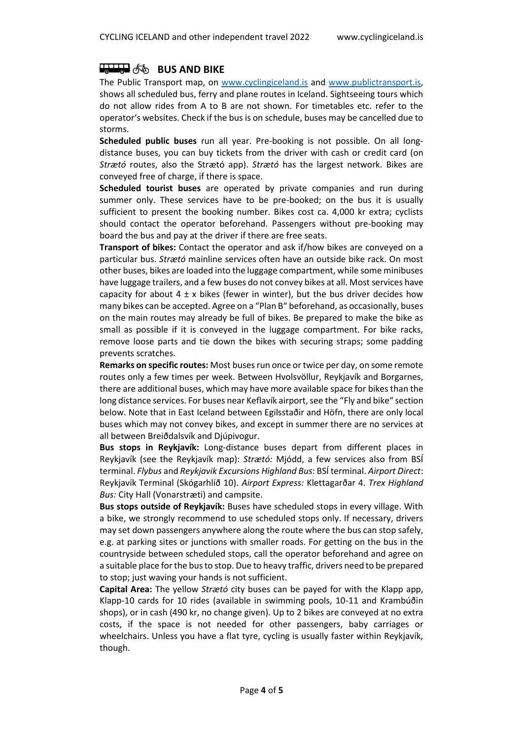## BUS AND BIKE

The Public Transport map, on www.cyclingiceland.is and www.publictransport.is, shows all scheduled bus, ferry and plane routes in Iceland. Sightseeing tours which do not allow rides from A to B are not shown. For timetables etc. refer to the operator's websites. Check if the bus is on schedule, buses may be cancelled due to storms.

**Scheduled public buses** run all year. Pre-booking is not possible. On all long-distance buses, you can buy tickets from the driver with cash or credit card (on *Strætó* routes, also the Strætó app). *Strætó* has the largest network. Bikes are conveyed free of charge, if there is space.

**Scheduled tourist buses** are operated by private companies and run during summer only. These services have to be pre-booked; on the bus it is usually sufficient to present the booking number. Bikes cost ca. 4,000 kr extra; cyclists should contact the operator beforehand. Passengers without pre-booking may board the bus and pay at the driver if there are free seats.

**Transport of bikes:** Contact the operator and ask if/how bikes are conveyed on a particular bus. *Strætó* mainline services often have an outside bike rack. On most other buses, bikes are loaded into the luggage compartment, while some minibuses have luggage trailers, and a few buses do not convey bikes at all. Most services have capacity for about 4 ± x bikes (fewer in winter), but the bus driver decides how many bikes can be accepted. Agree on a "Plan B" beforehand, as occasionally, buses on the main routes may already be full of bikes. Be prepared to make the bike as small as possible if it is conveyed in the luggage compartment. For bike racks, remove loose parts and tie down the bikes with securing straps; some padding prevents scratches.

**Remarks on specific routes:** Most buses run once or twice per day, on some remote routes only a few times per week. Between Hvolsvöllur, Reykjavík and Borgarnes, there are additional buses, which may have more available space for bikes than the long distance services. For buses near Keflavík airport, see the "Fly and bike" section below. Note that in East Iceland between Egilsstaðir and Höfn, there are only local buses which may not convey bikes, and except in summer there are no services at all between Breiðdalsvík and Djúpivogur.

**Bus stops in Reykjavík:** Long-distance buses depart from different places in Reykjavík (see the Reykjavík map): *Strætó:* Mjódd, a few services also from BSÍ terminal. *Flybus* and *Reykjavik Excursions Highland Bus*: BSÍ terminal. *Airport Direct*: Reykjavík Terminal (Skógarhlíð 10). *Airport Express:* Klettagarðar 4. *Trex Highland Bus:* City Hall (Vonarstræti) and campsite.

**Bus stops outside of Reykjavík:** Buses have scheduled stops in every village. With a bike, we strongly recommend to use scheduled stops only. If necessary, drivers may set down passengers anywhere along the route where the bus can stop safely, e.g. at parking sites or junctions with smaller roads. For getting on the bus in the countryside between scheduled stops, call the operator beforehand and agree on a suitable place for the bus to stop. Due to heavy traffic, drivers need to be prepared to stop; just waving your hands is not sufficient.

**Capital Area:** The yellow *Strætó* city buses can be payed for with the Klapp app, Klapp-10 cards for 10 rides (available in swimming pools, 10-11 and Krambúðin shops), or in cash (490 kr, no change given). Up to 2 bikes are conveyed at no extra costs, if the space is not needed for other passengers, baby carriages or wheelchairs. Unless you have a flat tyre, cycling is usually faster within Reykjavík, though.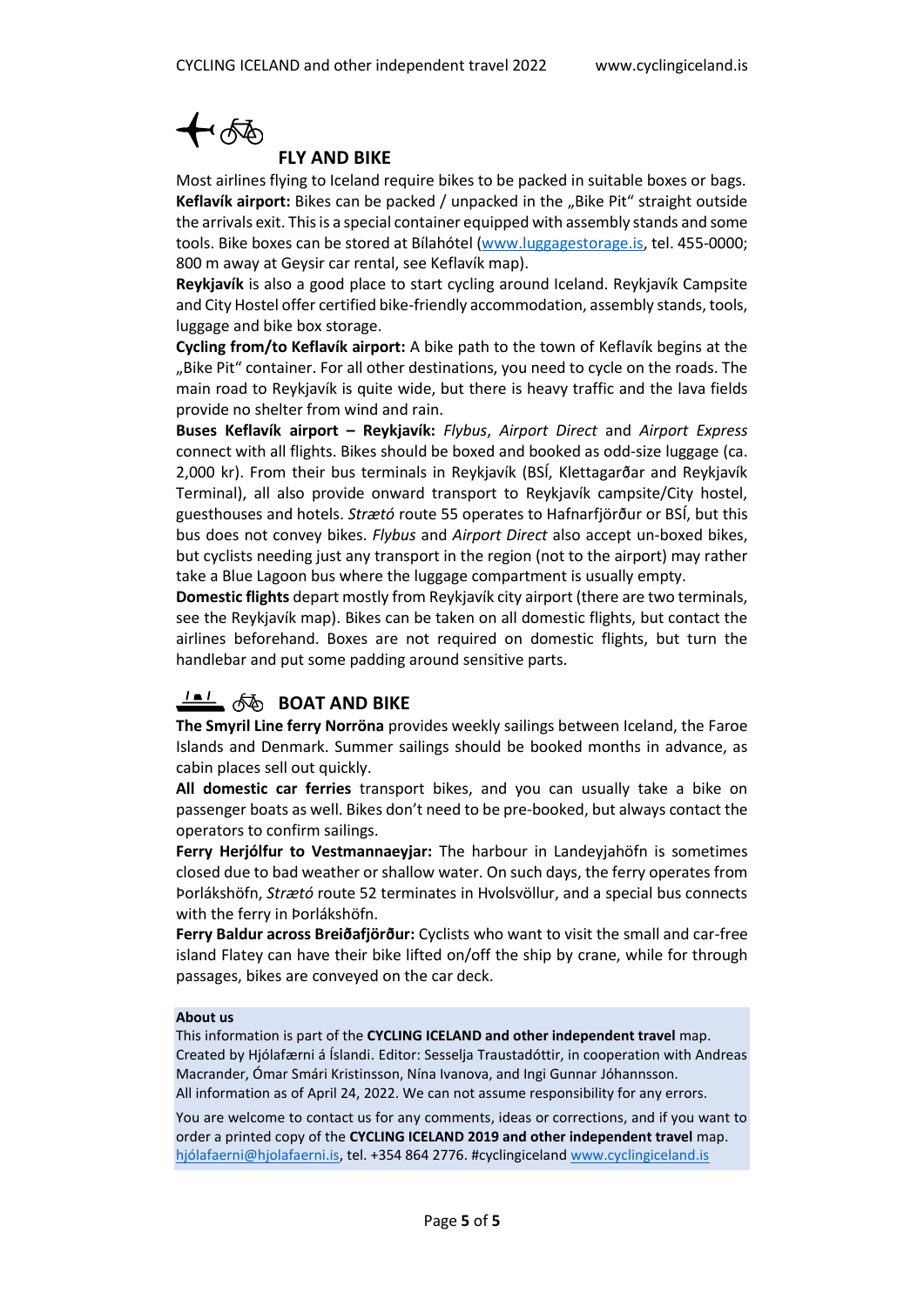## FLY AND BIKE

Most airlines flying to Iceland require bikes to be packed in suitable boxes or bags.

**Keflavík airport:** Bikes can be packed / unpacked in the „Bike Pit" straight outside the arrivals exit. This is a special container equipped with assembly stands and some tools. Bike boxes can be stored at Bílahótel (www.luggagestorage.is, tel. 455-0000; 800 m away at Geysir car rental, see Keflavík map).

**Reykjavík** is also a good place to start cycling around Iceland. Reykjavík Campsite and City Hostel offer certified bike-friendly accommodation, assembly stands, tools, luggage and bike box storage.

**Cycling from/to Keflavík airport:** A bike path to the town of Keflavík begins at the „Bike Pit" container. For all other destinations, you need to cycle on the roads. The main road to Reykjavík is quite wide, but there is heavy traffic and the lava fields provide no shelter from wind and rain.

**Buses Keflavík airport – Reykjavík:** *Flybus*, *Airport Direct* and *Airport Express* connect with all flights. Bikes should be boxed and booked as odd-size luggage (ca. 2,000 kr). From their bus terminals in Reykjavík (BSÍ, Klettagarðar and Reykjavík Terminal), all also provide onward transport to Reykjavík campsite/City hostel, guesthouses and hotels. *Strætó* route 55 operates to Hafnarfjörður or BSÍ, but this bus does not convey bikes. *Flybus* and *Airport Direct* also accept un-boxed bikes, but cyclists needing just any transport in the region (not to the airport) may rather take a Blue Lagoon bus where the luggage compartment is usually empty.

**Domestic flights** depart mostly from Reykjavík city airport (there are two terminals, see the Reykjavík map). Bikes can be taken on all domestic flights, but contact the airlines beforehand. Boxes are not required on domestic flights, but turn the handlebar and put some padding around sensitive parts.

## BOAT AND BIKE

**The Smyril Line ferry Norröna** provides weekly sailings between Iceland, the Faroe Islands and Denmark. Summer sailings should be booked months in advance, as cabin places sell out quickly.

**All domestic car ferries** transport bikes, and you can usually take a bike on passenger boats as well. Bikes don't need to be pre-booked, but always contact the operators to confirm sailings.

**Ferry Herjólfur to Vestmannaeyjar:** The harbour in Landeyjahöfn is sometimes closed due to bad weather or shallow water. On such days, the ferry operates from Þorlákshöfn, *Strætó* route 52 terminates in Hvolsvöllur, and a special bus connects with the ferry in Þorlákshöfn.

**Ferry Baldur across Breiðafjörður:** Cyclists who want to visit the small and car-free island Flatey can have their bike lifted on/off the ship by crane, while for through passages, bikes are conveyed on the car deck.

**About us**

This information is part of the **CYCLING ICELAND and other independent travel** map. Created by Hjólafærni á Íslandi. Editor: Sesselja Traustadóttir, in cooperation with Andreas Macrander, Ómar Smári Kristinsson, Nína Ivanova, and Ingi Gunnar Jóhannsson. All information as of April 24, 2022. We can not assume responsibility for any errors.

You are welcome to contact us for any comments, ideas or corrections, and if you want to order a printed copy of the **CYCLING ICELAND 2019 and other independent travel** map. hjólafaerni@hjolafaerni.is, tel. +354 864 2776. #cyclingiceland www.cyclingiceland.is